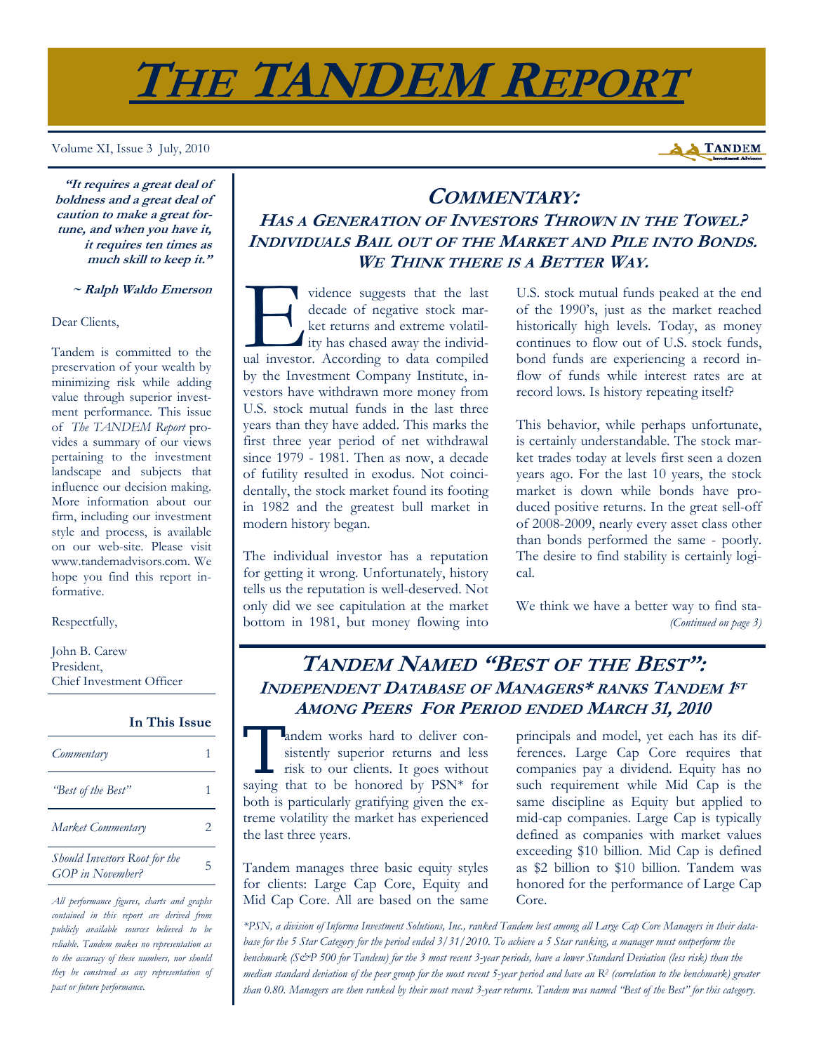# THE TANDEM REPORT

Volume XI, Issue 3 July, 2010

> ***"It requires a great deal of boldness and a great deal of caution to make a great fortune, and when you have it, it requires ten times as much skill to keep it."***
>
> ***~ Ralph Waldo Emerson***

Dear Clients,

Tandem is committed to the preservation of your wealth by minimizing risk while adding value through superior investment performance. This issue of *The TANDEM Report* provides a summary of our views pertaining to the investment landscape and subjects that influence our decision making. More information about our firm, including our investment style and process, is available on our web-site. Please visit www.tandemadvisors.com. We hope you find this report informative.

Respectfully,

John B. Carew
President,
Chief Investment Officer

**In This Issue**

| | |
|---|---|
| *Commentary* | 1 |
| *"Best of the Best"* | 1 |
| *Market Commentary* | 2 |
| *Should Investors Root for the GOP in November?* | 5 |

*All performance figures, charts and graphs contained in this report are derived from publicly available sources believed to be reliable. Tandem makes no representation as to the accuracy of these numbers, nor should they be construed as any representation of past or future performance.*

## COMMENTARY:

### *HAS A GENERATION OF INVESTORS THROWN IN THE TOWEL? INDIVIDUALS BAIL OUT OF THE MARKET AND PILE INTO BONDS. WE THINK THERE IS A BETTER WAY.*

Evidence suggests that the last decade of negative stock market returns and extreme volatility has chased away the individual investor. According to data compiled by the Investment Company Institute, investors have withdrawn more money from U.S. stock mutual funds in the last three years than they have added. This marks the first three year period of net withdrawal since 1979 - 1981. Then as now, a decade of futility resulted in exodus. Not coincidentally, the stock market found its footing in 1982 and the greatest bull market in modern history began.

The individual investor has a reputation for getting it wrong. Unfortunately, history tells us the reputation is well-deserved. Not only did we see capitulation at the market bottom in 1981, but money flowing into U.S. stock mutual funds peaked at the end of the 1990's, just as the market reached historically high levels. Today, as money continues to flow out of U.S. stock funds, bond funds are experiencing a record inflow of funds while interest rates are at record lows. Is history repeating itself?

This behavior, while perhaps unfortunate, is certainly understandable. The stock market trades today at levels first seen a dozen years ago. For the last 10 years, the stock market is down while bonds have produced positive returns. In the great sell-off of 2008-2009, nearly every asset class other than bonds performed the same - poorly. The desire to find stability is certainly logical.

We think we have a better way to find sta-

*(Continued on page 3)*

## TANDEM NAMED "BEST OF THE BEST":

### *INDEPENDENT DATABASE OF MANAGERS\* RANKS TANDEM 1ST AMONG PEERS FOR PERIOD ENDED MARCH 31, 2010*

Tandem works hard to deliver consistently superior returns and less risk to our clients. It goes without saying that to be honored by PSN\* for both is particularly gratifying given the extreme volatility the market has experienced the last three years.

Tandem manages three basic equity styles for clients: Large Cap Core, Equity and Mid Cap Core. All are based on the same principals and model, yet each has its differences. Large Cap Core requires that companies pay a dividend. Equity has no such requirement while Mid Cap is the same discipline as Equity but applied to mid-cap companies. Large Cap is typically defined as companies with market values exceeding $10 billion. Mid Cap is defined as $2 billion to $10 billion. Tandem was honored for the performance of Large Cap Core.

*\*PSN, a division of Informa Investment Solutions, Inc., ranked Tandem best among all Large Cap Core Managers in their database for the 5 Star Category for the period ended 3/31/2010. To achieve a 5 Star ranking, a manager must outperform the benchmark (S&P 500 for Tandem) for the 3 most recent 3-year periods, have a lower Standard Deviation (less risk) than the median standard deviation of the peer group for the most recent 5-year period and have an $R^2$ (correlation to the benchmark) greater than 0.80. Managers are then ranked by their most recent 3-year returns. Tandem was named "Best of the Best" for this category.*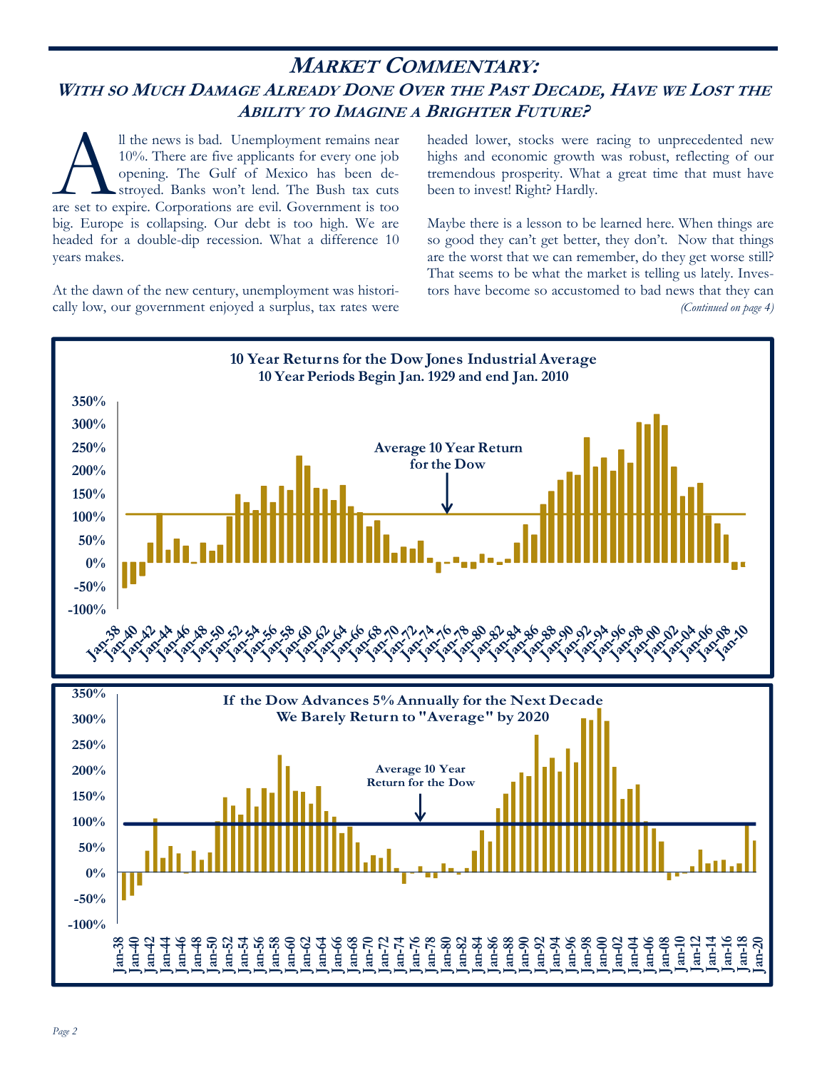# MARKET COMMENTARY:

## WITH SO MUCH DAMAGE ALREADY DONE OVER THE PAST DECADE, HAVE WE LOST THE ABILITY TO IMAGINE A BRIGHTER FUTURE?

All the news is bad. Unemployment remains near 10%. There are five applicants for every one job opening. The Gulf of Mexico has been destroyed. Banks won't lend. The Bush tax cuts are set to expire. Corporations are evil. Government is too big. Europe is collapsing. Our debt is too high. We are headed for a double-dip recession. What a difference 10 years makes.

At the dawn of the new century, unemployment was historically low, our government enjoyed a surplus, tax rates were headed lower, stocks were racing to unprecedented new highs and economic growth was robust, reflecting of our tremendous prosperity. What a great time that must have been to invest! Right? Hardly.

Maybe there is a lesson to be learned here. When things are so good they can't get better, they don't. Now that things are the worst that we can remember, do they get worse still? That seems to be what the market is telling us lately. Investors have become so accustomed to bad news that they can

*(Continued on page 4)*

**10 Year Returns for the Dow Jones Industrial Average**
**10 Year Periods Begin Jan. 1929 and end Jan. 2010**

**If the Dow Advances 5% Annually for the Next Decade We Barely Return to "Average" by 2020**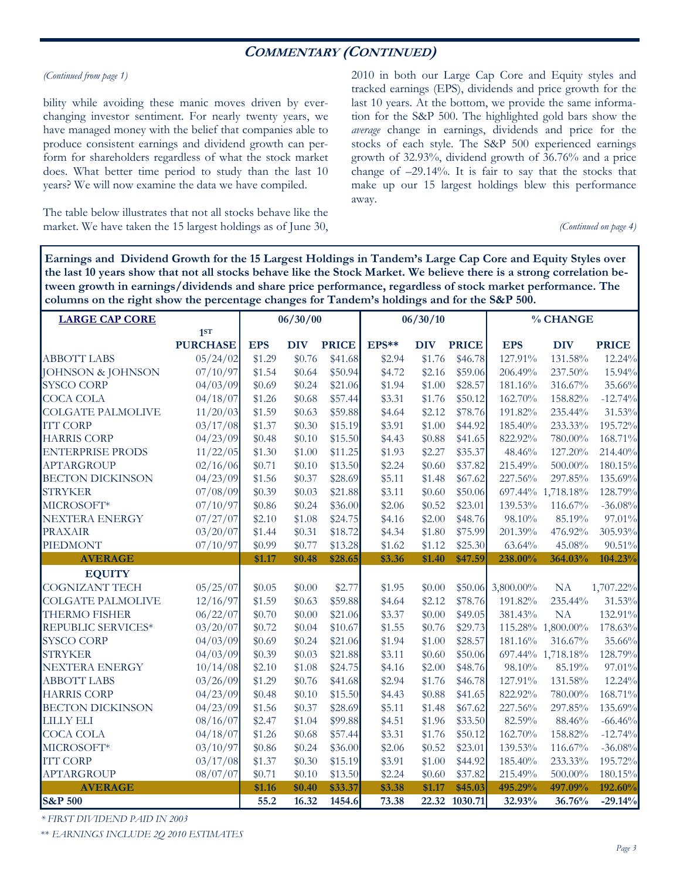## COMMENTARY (CONTINUED)

*(Continued from page 1)*

bility while avoiding these manic moves driven by ever-changing investor sentiment. For nearly twenty years, we have managed money with the belief that companies able to produce consistent earnings and dividend growth can perform for shareholders regardless of what the stock market does. What better time period to study than the last 10 years? We will now examine the data we have compiled.

The table below illustrates that not all stocks behave like the market. We have taken the 15 largest holdings as of June 30, 2010 in both our Large Cap Core and Equity styles and tracked earnings (EPS), dividends and price growth for the last 10 years. At the bottom, we provide the same information for the S&P 500. The highlighted gold bars show the *average* change in earnings, dividends and price for the stocks of each style. The S&P 500 experienced earnings growth of 32.93%, dividend growth of 36.76% and a price change of –29.14%. It is fair to say that the stocks that make up our 15 largest holdings blew this performance away.

*(Continued on page 4)*

**Earnings and Dividend Growth for the 15 Largest Holdings in Tandem's Large Cap Core and Equity Styles over the last 10 years show that not all stocks behave like the Stock Market. We believe there is a strong correlation between growth in earnings/dividends and share price performance, regardless of stock market performance. The columns on the right show the percentage changes for Tandem's holdings and for the S&P 500.**

| LARGE CAP CORE | 1ST PURCHASE | 06/30/00 | | | 06/30/10 | | | % CHANGE | | |
|---|---|---|---|---|---|---|---|---|---|---|
| | | EPS | DIV | PRICE | EPS** | DIV | PRICE | EPS | DIV | PRICE |
| ABBOTT LABS | 05/24/02 | $1.29 | $0.76 | $41.68 | $2.94 | $1.76 | $46.78 | 127.91% | 131.58% | 12.24% |
| JOHNSON & JOHNSON | 07/10/97 | $1.54 | $0.64 | $50.94 | $4.72 | $2.16 | $59.06 | 206.49% | 237.50% | 15.94% |
| SYSCO CORP | 04/03/09 | $0.69 | $0.24 | $21.06 | $1.94 | $1.00 | $28.57 | 181.16% | 316.67% | 35.66% |
| COCA COLA | 04/18/07 | $1.26 | $0.68 | $57.44 | $3.31 | $1.76 | $50.12 | 162.70% | 158.82% | -12.74% |
| COLGATE PALMOLIVE | 11/20/03 | $1.59 | $0.63 | $59.88 | $4.64 | $2.12 | $78.76 | 191.82% | 235.44% | 31.53% |
| ITT CORP | 03/17/08 | $1.37 | $0.30 | $15.19 | $3.91 | $1.00 | $44.92 | 185.40% | 233.33% | 195.72% |
| HARRIS CORP | 04/23/09 | $0.48 | $0.10 | $15.50 | $4.43 | $0.88 | $41.65 | 822.92% | 780.00% | 168.71% |
| ENTERPRISE PRODS | 11/22/05 | $1.30 | $1.00 | $11.25 | $1.93 | $2.27 | $35.37 | 48.46% | 127.20% | 214.40% |
| APTARGROUP | 02/16/06 | $0.71 | $0.10 | $13.50 | $2.24 | $0.60 | $37.82 | 215.49% | 500.00% | 180.15% |
| BECTON DICKINSON | 04/23/09 | $1.56 | $0.37 | $28.69 | $5.11 | $1.48 | $67.62 | 227.56% | 297.85% | 135.69% |
| STRYKER | 07/08/09 | $0.39 | $0.03 | $21.88 | $3.11 | $0.60 | $50.06 | 697.44% | 1,718.18% | 128.79% |
| MICROSOFT* | 07/10/97 | $0.86 | $0.24 | $36.00 | $2.06 | $0.52 | $23.01 | 139.53% | 116.67% | -36.08% |
| NEXTERA ENERGY | 07/27/07 | $2.10 | $1.08 | $24.75 | $4.16 | $2.00 | $48.76 | 98.10% | 85.19% | 97.01% |
| PRAXAIR | 03/20/07 | $1.44 | $0.31 | $18.72 | $4.34 | $1.80 | $75.99 | 201.39% | 476.92% | 305.93% |
| PIEDMONT | 07/10/97 | $0.99 | $0.77 | $13.28 | $1.62 | $1.12 | $25.30 | 63.64% | 45.08% | 90.51% |
| **AVERAGE** | | **$1.17** | **$0.48** | **$28.65** | **$3.36** | **$1.40** | **$47.59** | **238.00%** | **364.03%** | **104.23%** |
| **EQUITY** | | | | | | | | | | |
| COGNIZANT TECH | 05/25/07 | $0.05 | $0.00 | $2.77 | $1.95 | $0.00 | $50.06 | 3,800.00% | NA | 1,707.22% |
| COLGATE PALMOLIVE | 12/16/97 | $1.59 | $0.63 | $59.88 | $4.64 | $2.12 | $78.76 | 191.82% | 235.44% | 31.53% |
| THERMO FISHER | 06/22/07 | $0.70 | $0.00 | $21.06 | $3.37 | $0.00 | $49.05 | 381.43% | NA | 132.91% |
| REPUBLIC SERVICES* | 03/20/07 | $0.72 | $0.04 | $10.67 | $1.55 | $0.76 | $29.73 | 115.28% | 1,800.00% | 178.63% |
| SYSCO CORP | 04/03/09 | $0.69 | $0.24 | $21.06 | $1.94 | $1.00 | $28.57 | 181.16% | 316.67% | 35.66% |
| STRYKER | 04/03/09 | $0.39 | $0.03 | $21.88 | $3.11 | $0.60 | $50.06 | 697.44% | 1,718.18% | 128.79% |
| NEXTERA ENERGY | 10/14/08 | $2.10 | $1.08 | $24.75 | $4.16 | $2.00 | $48.76 | 98.10% | 85.19% | 97.01% |
| ABBOTT LABS | 03/26/09 | $1.29 | $0.76 | $41.68 | $2.94 | $1.76 | $46.78 | 127.91% | 131.58% | 12.24% |
| HARRIS CORP | 04/23/09 | $0.48 | $0.10 | $15.50 | $4.43 | $0.88 | $41.65 | 822.92% | 780.00% | 168.71% |
| BECTON DICKINSON | 04/23/09 | $1.56 | $0.37 | $28.69 | $5.11 | $1.48 | $67.62 | 227.56% | 297.85% | 135.69% |
| LILLY ELI | 08/16/07 | $2.47 | $1.04 | $99.88 | $4.51 | $1.96 | $33.50 | 82.59% | 88.46% | -66.46% |
| COCA COLA | 04/18/07 | $1.26 | $0.68 | $57.44 | $3.31 | $1.76 | $50.12 | 162.70% | 158.82% | -12.74% |
| MICROSOFT* | 03/10/97 | $0.86 | $0.24 | $36.00 | $2.06 | $0.52 | $23.01 | 139.53% | 116.67% | -36.08% |
| ITT CORP | 03/17/08 | $1.37 | $0.30 | $15.19 | $3.91 | $1.00 | $44.92 | 185.40% | 233.33% | 195.72% |
| APTARGROUP | 08/07/07 | $0.71 | $0.10 | $13.50 | $2.24 | $0.60 | $37.82 | 215.49% | 500.00% | 180.15% |
| **AVERAGE** | | **$1.16** | **$0.40** | **$33.37** | **$3.38** | **$1.17** | **$45.03** | **495.29%** | **497.09%** | **192.60%** |
| **S&P 500** | | **55.2** | **16.32** | **1454.6** | **73.38** | **22.32** | **1030.71** | **32.93%** | **36.76%** | **-29.14%** |

*\* FIRST DIVIDEND PAID IN 2003*

*\*\* EARNINGS INCLUDE 2Q 2010 ESTIMATES*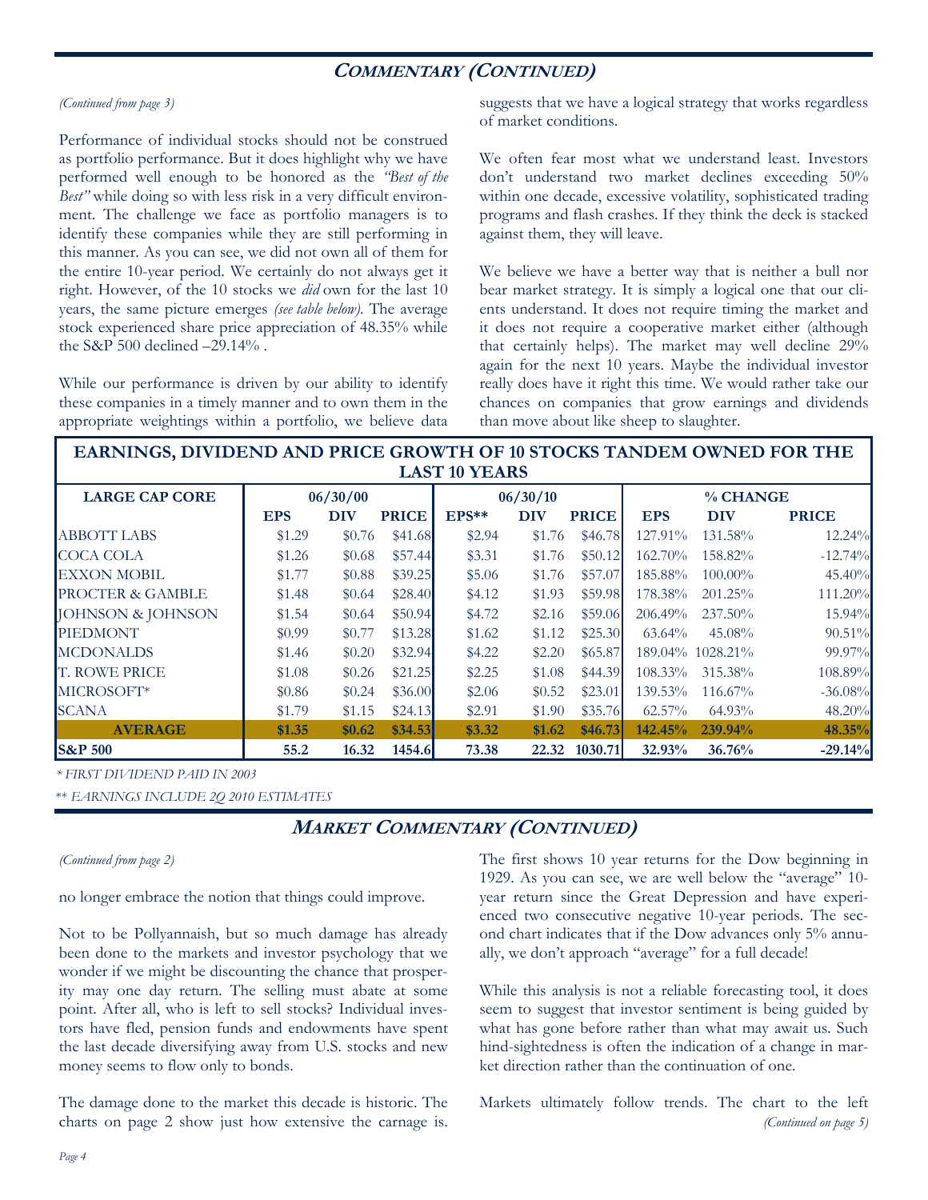## COMMENTARY (CONTINUED)

*(Continued from page 3)*

Performance of individual stocks should not be construed as portfolio performance. But it does highlight why we have performed well enough to be honored as the *"Best of the Best"* while doing so with less risk in a very difficult environment. The challenge we face as portfolio managers is to identify these companies while they are still performing in this manner. As you can see, we did not own all of them for the entire 10-year period. We certainly do not always get it right. However, of the 10 stocks we *did* own for the last 10 years, the same picture emerges *(see table below)*. The average stock experienced share price appreciation of 48.35% while the S&P 500 declined –29.14% .

While our performance is driven by our ability to identify these companies in a timely manner and to own them in the appropriate weightings within a portfolio, we believe data suggests that we have a logical strategy that works regardless of market conditions.

We often fear most what we understand least. Investors don't understand two market declines exceeding 50% within one decade, excessive volatility, sophisticated trading programs and flash crashes. If they think the deck is stacked against them, they will leave.

We believe we have a better way that is neither a bull nor bear market strategy. It is simply a logical one that our clients understand. It does not require timing the market and it does not require a cooperative market either (although that certainly helps). The market may well decline 29% again for the next 10 years. Maybe the individual investor really does have it right this time. We would rather take our chances on companies that grow earnings and dividends than move about like sheep to slaughter.

**EARNINGS, DIVIDEND AND PRICE GROWTH OF 10 STOCKS TANDEM OWNED FOR THE LAST 10 YEARS**

| LARGE CAP CORE | 06/30/00 | | | 06/30/10 | | | % CHANGE | | |
|---|---|---|---|---|---|---|---|---|---|
| | EPS | DIV | PRICE | EPS** | DIV | PRICE | EPS | DIV | PRICE |
| ABBOTT LABS | $1.29 | $0.76 | $41.68 | $2.94 | $1.76 | $46.78 | 127.91% | 131.58% | 12.24% |
| COCA COLA | $1.26 | $0.68 | $57.44 | $3.31 | $1.76 | $50.12 | 162.70% | 158.82% | -12.74% |
| EXXON MOBIL | $1.77 | $0.88 | $39.25 | $5.06 | $1.76 | $57.07 | 185.88% | 100.00% | 45.40% |
| PROCTER & GAMBLE | $1.48 | $0.64 | $28.40 | $4.12 | $1.93 | $59.98 | 178.38% | 201.25% | 111.20% |
| JOHNSON & JOHNSON | $1.54 | $0.64 | $50.94 | $4.72 | $2.16 | $59.06 | 206.49% | 237.50% | 15.94% |
| PIEDMONT | $0.99 | $0.77 | $13.28 | $1.62 | $1.12 | $25.30 | 63.64% | 45.08% | 90.51% |
| MCDONALDS | $1.46 | $0.20 | $32.94 | $4.22 | $2.20 | $65.87 | 189.04% | 1028.21% | 99.97% |
| T. ROWE PRICE | $1.08 | $0.26 | $21.25 | $2.25 | $1.08 | $44.39 | 108.33% | 315.38% | 108.89% |
| MICROSOFT* | $0.86 | $0.24 | $36.00 | $2.06 | $0.52 | $23.01 | 139.53% | 116.67% | -36.08% |
| SCANA | $1.79 | $1.15 | $24.13 | $2.91 | $1.90 | $35.76 | 62.57% | 64.93% | 48.20% |
| **AVERAGE** | **$1.35** | **$0.62** | **$34.53** | **$3.32** | **$1.62** | **$46.73** | **142.45%** | **239.94%** | **48.35%** |
| **S&P 500** | **55.2** | **16.32** | **1454.6** | **73.38** | **22.32** | **1030.71** | **32.93%** | **36.76%** | **-29.14%** |

*\* FIRST DIVIDEND PAID IN 2003*

*\*\* EARNINGS INCLUDE 2Q 2010 ESTIMATES*

## MARKET COMMENTARY (CONTINUED)

*(Continued from page 2)*

no longer embrace the notion that things could improve.

Not to be Pollyannaish, but so much damage has already been done to the markets and investor psychology that we wonder if we might be discounting the chance that prosperity may one day return. The selling must abate at some point. After all, who is left to sell stocks? Individual investors have fled, pension funds and endowments have spent the last decade diversifying away from U.S. stocks and new money seems to flow only to bonds.

The damage done to the market this decade is historic. The charts on page 2 show just how extensive the carnage is. The first shows 10 year returns for the Dow beginning in 1929. As you can see, we are well below the "average" 10-year return since the Great Depression and have experienced two consecutive negative 10-year periods. The second chart indicates that if the Dow advances only 5% annually, we don't approach "average" for a full decade!

While this analysis is not a reliable forecasting tool, it does seem to suggest that investor sentiment is being guided by what has gone before rather than what may await us. Such hind-sightedness is often the indication of a change in market direction rather than the continuation of one.

Markets ultimately follow trends. The chart to the left *(Continued on page 5)*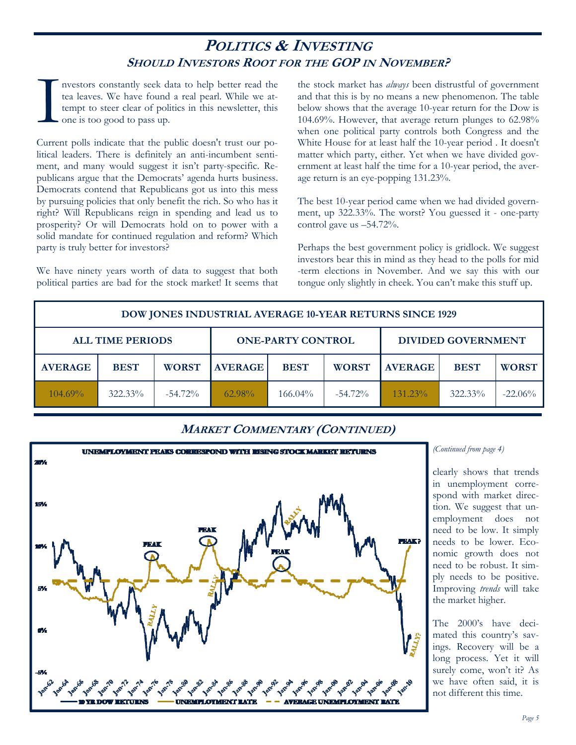# Politics & Investing

## Should Investors Root for the GOP in November?

Investors constantly seek data to help better read the tea leaves. We have found a real pearl. While we attempt to steer clear of politics in this newsletter, this one is too good to pass up.

Current polls indicate that the public doesn't trust our political leaders. There is definitely an anti-incumbent sentiment, and many would suggest it isn't party-specific. Republicans argue that the Democrats' agenda hurts business. Democrats contend that Republicans got us into this mess by pursuing policies that only benefit the rich. So who has it right? Will Republicans reign in spending and lead us to prosperity? Or will Democrats hold on to power with a solid mandate for continued regulation and reform? Which party is truly better for investors?

We have ninety years worth of data to suggest that both political parties are bad for the stock market! It seems that the stock market has *always* been distrustful of government and that this is by no means a new phenomenon. The table below shows that the average 10-year return for the Dow is 104.69%. However, that average return plunges to 62.98% when one political party controls both Congress and the White House for at least half the 10-year period . It doesn't matter which party, either. Yet when we have divided government at least half the time for a 10-year period, the average return is an eye-popping 131.23%.

The best 10-year period came when we had divided government, up 322.33%. The worst? You guessed it - one-party control gave us –54.72%.

Perhaps the best government policy is gridlock. We suggest investors bear this in mind as they head to the polls for mid-term elections in November. And we say this with our tongue only slightly in cheek. You can't make this stuff up.

| DOW JONES INDUSTRIAL AVERAGE 10-YEAR RETURNS SINCE 1929 | | | | | | | | |
|---|---|---|---|---|---|---|---|---|
| ALL TIME PERIODS | | | ONE-PARTY CONTROL | | | DIVIDED GOVERNMENT | | |
| AVERAGE | BEST | WORST | AVERAGE | BEST | WORST | AVERAGE | BEST | WORST |
| 104.69% | 322.33% | -54.72% | 62.98% | 166.04% | -54.72% | 131.23% | 322.33% | -22.06% |

# Market Commentary (Continued)

*(Continued from page 4)*

clearly shows that trends in unemployment correspond with market direction. We suggest that unemployment does not need to be low. It simply needs to be lower. Economic growth does not need to be robust. It simply needs to be positive. Improving *trends* will take the market higher.

The 2000's have decimated this country's savings. Recovery will be a long process. Yet it will surely come, won't it? As we have often said, it is not different this time.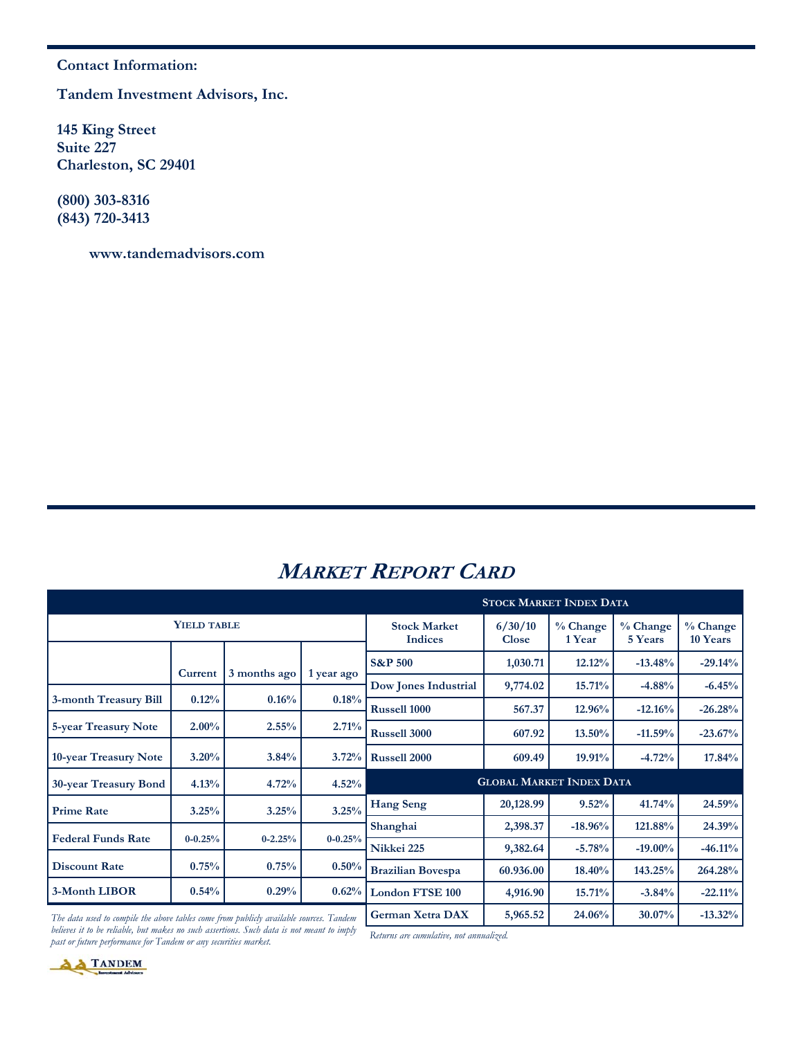**Contact Information:**

**Tandem Investment Advisors, Inc.**

**145 King Street**
**Suite 227**
**Charleston, SC 29401**

**(800) 303-8316**
**(843) 720-3413**

**www.tandemadvisors.com**

# *MARKET REPORT CARD*

**YIELD TABLE**

| | Current | 3 months ago | 1 year ago |
|---|---|---|---|
| 3-month Treasury Bill | 0.12% | 0.16% | 0.18% |
| 5-year Treasury Note | 2.00% | 2.55% | 2.71% |
| 10-year Treasury Note | 3.20% | 3.84% | 3.72% |
| 30-year Treasury Bond | 4.13% | 4.72% | 4.52% |
| Prime Rate | 3.25% | 3.25% | 3.25% |
| Federal Funds Rate | 0-0.25% | 0-2.25% | 0-0.25% |
| Discount Rate | 0.75% | 0.75% | 0.50% |
| 3-Month LIBOR | 0.54% | 0.29% | 0.62% |

*The data used to compile the above tables come from publicly available sources. Tandem believes it to be reliable, but makes no such assertions. Such data is not meant to imply past or future performance for Tandem or any securities market.*

**STOCK MARKET INDEX DATA**

| Stock Market Indices | 6/30/10 Close | % Change 1 Year | % Change 5 Years | % Change 10 Years |
|---|---|---|---|---|
| S&P 500 | 1,030.71 | 12.12% | -13.48% | -29.14% |
| Dow Jones Industrial | 9,774.02 | 15.71% | -4.88% | -6.45% |
| Russell 1000 | 567.37 | 12.96% | -12.16% | -26.28% |
| Russell 3000 | 607.92 | 13.50% | -11.59% | -23.67% |
| Russell 2000 | 609.49 | 19.91% | -4.72% | 17.84% |
| **GLOBAL MARKET INDEX DATA** | | | | |
| Hang Seng | 20,128.99 | 9.52% | 41.74% | 24.59% |
| Shanghai | 2,398.37 | -18.96% | 121.88% | 24.39% |
| Nikkei 225 | 9,382.64 | -5.78% | -19.00% | -46.11% |
| Brazilian Bovespa | 60.936.00 | 18.40% | 143.25% | 264.28% |
| London FTSE 100 | 4,916.90 | 15.71% | -3.84% | -22.11% |
| German Xetra DAX | 5,965.52 | 24.06% | 30.07% | -13.32% |

*Returns are cumulative, not annualized.*

TANDEM Investment Advisors